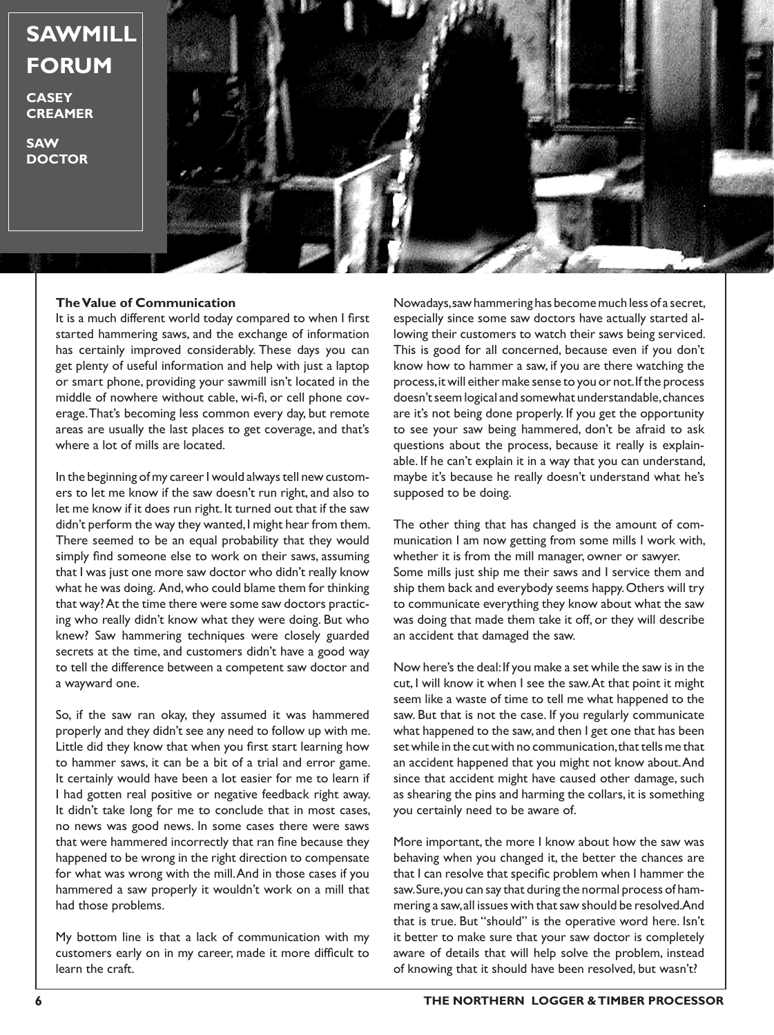# SAWMILL FORUM

**CASEY CREAMER**

**SAW DOCTOR**

## The Value of Communication

It is a much different world today compared to when I first started hammering saws, and the exchange of information has certainly improved considerably. These days you can get plenty of useful information and help with just a laptop or smart phone, providing your sawmill isn't located in the middle of nowhere without cable, wi-fi, or cell phone coverage. That's becoming less common every day, but remote areas are usually the last places to get coverage, and that's where a lot of mills are located.

In the beginning of my career I would always tell new customers to let me know if the saw doesn't run right, and also to let me know if it does run right. It turned out that if the saw didn't perform the way they wanted, I might hear from them. There seemed to be an equal probability that they would simply find someone else to work on their saws, assuming that I was just one more saw doctor who didn't really know what he was doing. And, who could blame them for thinking that way? At the time there were some saw doctors practicing who really didn't know what they were doing. But who knew? Saw hammering techniques were closely guarded secrets at the time, and customers didn't have a good way to tell the difference between a competent saw doctor and a wayward one.

So, if the saw ran okay, they assumed it was hammered properly and they didn't see any need to follow up with me. Little did they know that when you first start learning how to hammer saws, it can be a bit of a trial and error game. It certainly would have been a lot easier for me to learn if I had gotten real positive or negative feedback right away. It didn't take long for me to conclude that in most cases, no news was good news. In some cases there were saws that were hammered incorrectly that ran fine because they happened to be wrong in the right direction to compensate for what was wrong with the mill. And in those cases if you hammered a saw properly it wouldn't work on a mill that had those problems.

My bottom line is that a lack of communication with my customers early on in my career, made it more difficult to learn the craft.

Nowadays, saw hammering has become much less of a secret, especially since some saw doctors have actually started allowing their customers to watch their saws being serviced. This is good for all concerned, because even if you don't know how to hammer a saw, if you are there watching the process, it will either make sense to you or not. If the process doesn't seem logical and somewhat understandable, chances are it's not being done properly. If you get the opportunity to see your saw being hammered, don't be afraid to ask questions about the process, because it really is explainable. If he can't explain it in a way that you can understand, maybe it's because he really doesn't understand what he's supposed to be doing.

The other thing that has changed is the amount of communication I am now getting from some mills I work with, whether it is from the mill manager, owner or sawyer. Some mills just ship me their saws and I service them and ship them back and everybody seems happy. Others will try to communicate everything they know about what the saw was doing that made them take it off, or they will describe an accident that damaged the saw.

Now here's the deal: If you make a set while the saw is in the cut, I will know it when I see the saw. At that point it might seem like a waste of time to tell me what happened to the saw. But that is not the case. If you regularly communicate what happened to the saw, and then I get one that has been set while in the cut with no communication, that tells me that an accident happened that you might not know about. And since that accident might have caused other damage, such as shearing the pins and harming the collars, it is something you certainly need to be aware of.

More important, the more I know about how the saw was behaving when you changed it, the better the chances are that I can resolve that specific problem when I hammer the saw. Sure, you can say that during the normal process of hammering a saw, all issues with that saw should be resolved. And that is true. But "should" is the operative word here. Isn't it better to make sure that your saw doctor is completely aware of details that will help solve the problem, instead of knowing that it should have been resolved, but wasn't?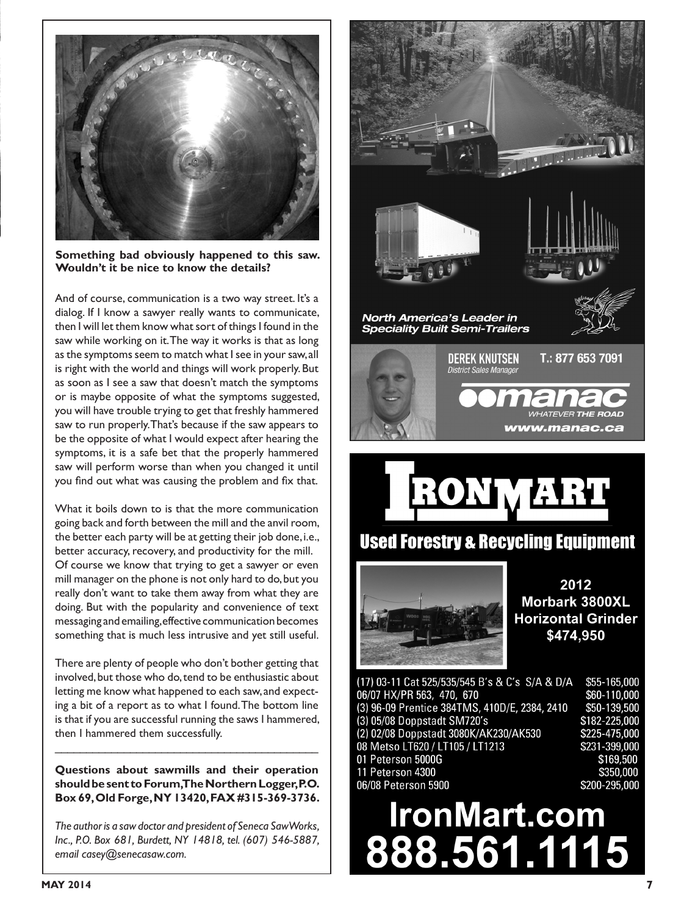**Something bad obviously happened to this saw. Wouldn't it be nice to know the details?**

And of course, communication is a two way street. It's a dialog. If I know a sawyer really wants to communicate, then I will let them know what sort of things I found in the saw while working on it. The way it works is that as long as the symptoms seem to match what I see in your saw, all is right with the world and things will work properly. But as soon as I see a saw that doesn't match the symptoms or is maybe opposite of what the symptoms suggested, you will have trouble trying to get that freshly hammered saw to run properly. That's because if the saw appears to be the opposite of what I would expect after hearing the symptoms, it is a safe bet that the properly hammered saw will perform worse than when you changed it until you find out what was causing the problem and fix that.

What it boils down to is that the more communication going back and forth between the mill and the anvil room, the better each party will be at getting their job done, i.e., better accuracy, recovery, and productivity for the mill. Of course we know that trying to get a sawyer or even mill manager on the phone is not only hard to do, but you really don't want to take them away from what they are doing. But with the popularity and convenience of text messaging and emailing, effective communication becomes something that is much less intrusive and yet still useful.

There are plenty of people who don't bother getting that involved, but those who do, tend to be enthusiastic about letting me know what happened to each saw, and expecting a bit of a report as to what I found. The bottom line is that if you are successful running the saws I hammered, then I hammered them successfully.

---

**Questions about sawmills and their operation should be sent to Forum, The Northern Logger, P.O. Box 69, Old Forge, NY 13420, FAX #315-369-3736.**

*The author is a saw doctor and president of Seneca SawWorks, Inc., P.O. Box 681, Burdett, NY 14818, tel. (607) 546-5887, email casey@senecasaw.com.*

North America's Leader in Speciality Built Semi-Trailers

DEREK KNUTSEN
District Sales Manager
T.: 877 653 7091

manac
WHATEVER THE ROAD
www.manac.ca

# IRONMART

## Used Forestry & Recycling Equipment

**2012 Morbark 3800XL Horizontal Grinder $474,950**

| | |
|---|---|
| (17) 03-11 Cat 525/535/545 B's & C's S/A & D/A | $55-165,000 |
| 06/07 HX/PR 563, 470, 670 | $60-110,000 |
| (3) 96-09 Prentice 384TMS, 410D/E, 2384, 2410 | $50-139,500 |
| (3) 05/08 Doppstadt SM720's | $182-225,000 |
| (2) 02/08 Doppstadt 3080K/AK230/AK530 | $225-475,000 |
| 08 Metso LT620 / LT105 / LT1213 | $231-399,000 |
| 01 Peterson 5000G | $169,500 |
| 11 Peterson 4300 | $350,000 |
| 06/08 Peterson 5900 | $200-295,000 |

**IronMart.com**
**888.561.1115**